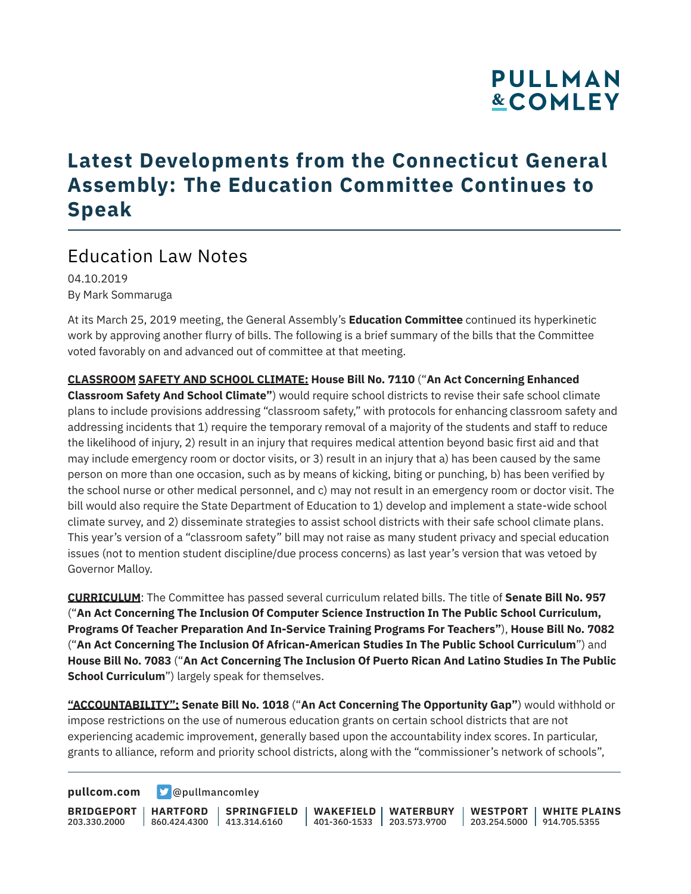# Latest Developments from the Connecticut General Assembly: The Education Committee Continues to Speak

## Education Law Notes

04.10.2019
By Mark Sommaruga

At its March 25, 2019 meeting, the General Assembly's **Education Committee** continued its hyperkinetic work by approving another flurry of bills. The following is a brief summary of the bills that the Committee voted favorably on and advanced out of committee at that meeting.

**CLASSROOM SAFETY AND SCHOOL CLIMATE: House Bill No. 7110** ("**An Act Concerning Enhanced Classroom Safety And School Climate"**) would require school districts to revise their safe school climate plans to include provisions addressing "classroom safety," with protocols for enhancing classroom safety and addressing incidents that 1) require the temporary removal of a majority of the students and staff to reduce the likelihood of injury, 2) result in an injury that requires medical attention beyond basic first aid and that may include emergency room or doctor visits, or 3) result in an injury that a) has been caused by the same person on more than one occasion, such as by means of kicking, biting or punching, b) has been verified by the school nurse or other medical personnel, and c) may not result in an emergency room or doctor visit. The bill would also require the State Department of Education to 1) develop and implement a state-wide school climate survey, and 2) disseminate strategies to assist school districts with their safe school climate plans. This year's version of a "classroom safety" bill may not raise as many student privacy and special education issues (not to mention student discipline/due process concerns) as last year's version that was vetoed by Governor Malloy.

**CURRICULUM**: The Committee has passed several curriculum related bills. The title of **Senate Bill No. 957** ("**An Act Concerning The Inclusion Of Computer Science Instruction In The Public School Curriculum, Programs Of Teacher Preparation And In-Service Training Programs For Teachers"**), **House Bill No. 7082** ("**An Act Concerning The Inclusion Of African-American Studies In The Public School Curriculum**") and **House Bill No. 7083** ("**An Act Concerning The Inclusion Of Puerto Rican And Latino Studies In The Public School Curriculum**") largely speak for themselves.

**"ACCOUNTABILITY": Senate Bill No. 1018** ("**An Act Concerning The Opportunity Gap"**) would withhold or impose restrictions on the use of numerous education grants on certain school districts that are not experiencing academic improvement, generally based upon the accountability index scores. In particular, grants to alliance, reform and priority school districts, along with the "commissioner's network of schools",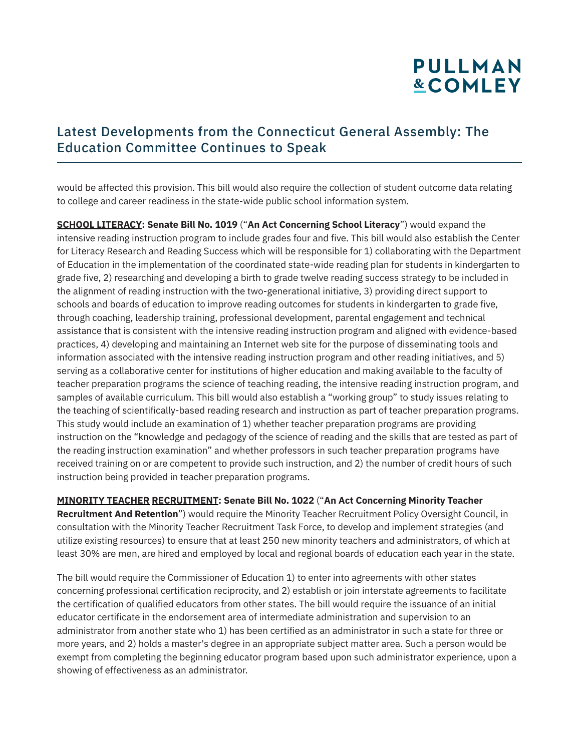would be affected this provision. This bill would also require the collection of student outcome data relating to college and career readiness in the state-wide public school information system.

**SCHOOL LITERACY: Senate Bill No. 1019** ("**An Act Concerning School Literacy**") would expand the intensive reading instruction program to include grades four and five. This bill would also establish the Center for Literacy Research and Reading Success which will be responsible for 1) collaborating with the Department of Education in the implementation of the coordinated state-wide reading plan for students in kindergarten to grade five, 2) researching and developing a birth to grade twelve reading success strategy to be included in the alignment of reading instruction with the two-generational initiative, 3) providing direct support to schools and boards of education to improve reading outcomes for students in kindergarten to grade five, through coaching, leadership training, professional development, parental engagement and technical assistance that is consistent with the intensive reading instruction program and aligned with evidence-based practices, 4) developing and maintaining an Internet web site for the purpose of disseminating tools and information associated with the intensive reading instruction program and other reading initiatives, and 5) serving as a collaborative center for institutions of higher education and making available to the faculty of teacher preparation programs the science of teaching reading, the intensive reading instruction program, and samples of available curriculum. This bill would also establish a "working group" to study issues relating to the teaching of scientifically-based reading research and instruction as part of teacher preparation programs. This study would include an examination of 1) whether teacher preparation programs are providing instruction on the "knowledge and pedagogy of the science of reading and the skills that are tested as part of the reading instruction examination" and whether professors in such teacher preparation programs have received training on or are competent to provide such instruction, and 2) the number of credit hours of such instruction being provided in teacher preparation programs.

**MINORITY TEACHER RECRUITMENT: Senate Bill No. 1022** ("**An Act Concerning Minority Teacher Recruitment And Retention**") would require the Minority Teacher Recruitment Policy Oversight Council, in consultation with the Minority Teacher Recruitment Task Force, to develop and implement strategies (and utilize existing resources) to ensure that at least 250 new minority teachers and administrators, of which at least 30% are men, are hired and employed by local and regional boards of education each year in the state.

The bill would require the Commissioner of Education 1) to enter into agreements with other states concerning professional certification reciprocity, and 2) establish or join interstate agreements to facilitate the certification of qualified educators from other states. The bill would require the issuance of an initial educator certificate in the endorsement area of intermediate administration and supervision to an administrator from another state who 1) has been certified as an administrator in such a state for three or more years, and 2) holds a master's degree in an appropriate subject matter area. Such a person would be exempt from completing the beginning educator program based upon such administrator experience, upon a showing of effectiveness as an administrator.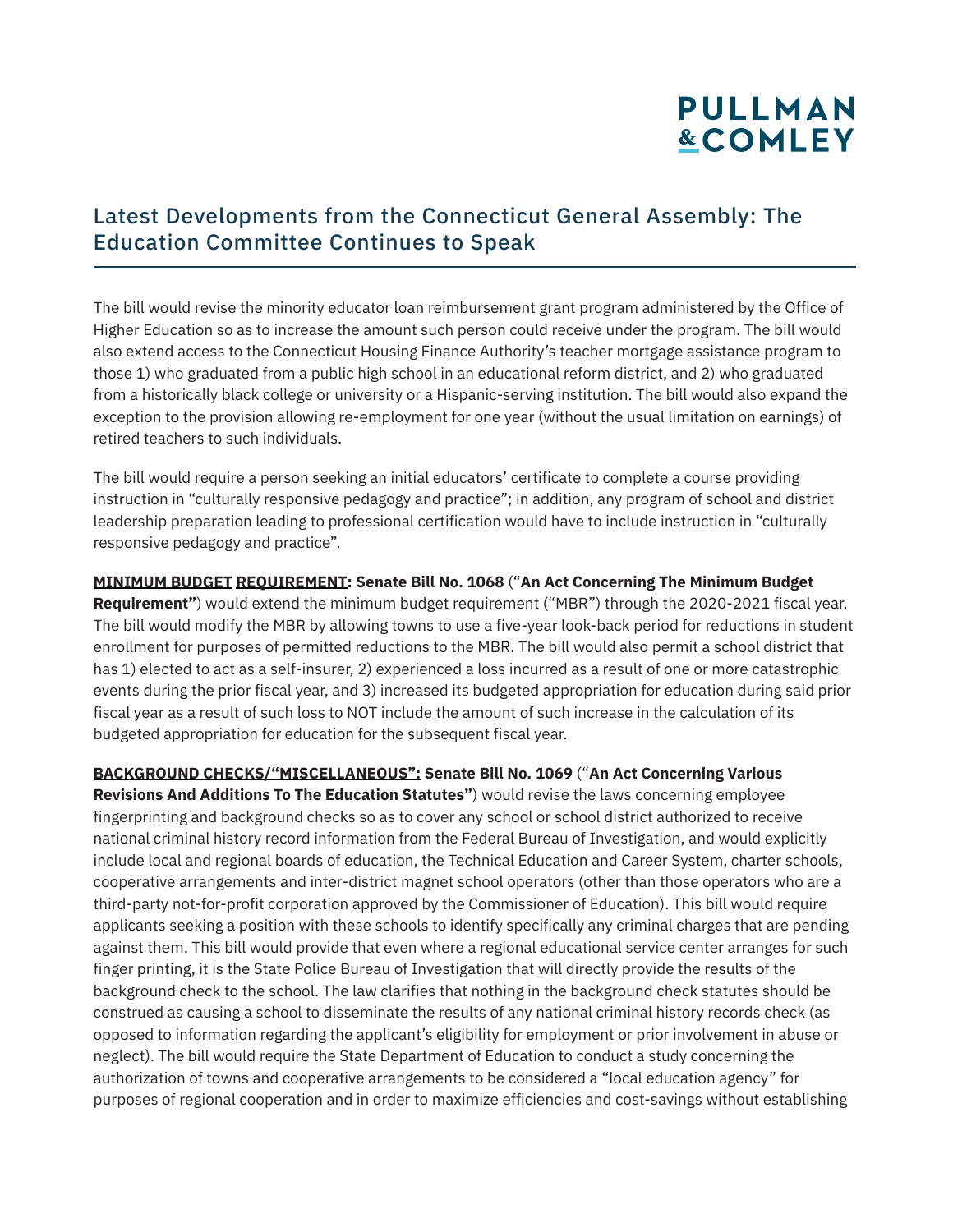The bill would revise the minority educator loan reimbursement grant program administered by the Office of Higher Education so as to increase the amount such person could receive under the program. The bill would also extend access to the Connecticut Housing Finance Authority's teacher mortgage assistance program to those 1) who graduated from a public high school in an educational reform district, and 2) who graduated from a historically black college or university or a Hispanic-serving institution. The bill would also expand the exception to the provision allowing re-employment for one year (without the usual limitation on earnings) of retired teachers to such individuals.

The bill would require a person seeking an initial educators' certificate to complete a course providing instruction in "culturally responsive pedagogy and practice"; in addition, any program of school and district leadership preparation leading to professional certification would have to include instruction in "culturally responsive pedagogy and practice".

**MINIMUM BUDGET REQUIREMENT: Senate Bill No. 1068** ("**An Act Concerning The Minimum Budget Requirement"**) would extend the minimum budget requirement ("MBR") through the 2020-2021 fiscal year. The bill would modify the MBR by allowing towns to use a five-year look-back period for reductions in student enrollment for purposes of permitted reductions to the MBR. The bill would also permit a school district that has 1) elected to act as a self-insurer, 2) experienced a loss incurred as a result of one or more catastrophic events during the prior fiscal year, and 3) increased its budgeted appropriation for education during said prior fiscal year as a result of such loss to NOT include the amount of such increase in the calculation of its budgeted appropriation for education for the subsequent fiscal year.

**BACKGROUND CHECKS/"MISCELLANEOUS": Senate Bill No. 1069** ("**An Act Concerning Various Revisions And Additions To The Education Statutes"**) would revise the laws concerning employee fingerprinting and background checks so as to cover any school or school district authorized to receive national criminal history record information from the Federal Bureau of Investigation, and would explicitly include local and regional boards of education, the Technical Education and Career System, charter schools, cooperative arrangements and inter-district magnet school operators (other than those operators who are a third-party not-for-profit corporation approved by the Commissioner of Education). This bill would require applicants seeking a position with these schools to identify specifically any criminal charges that are pending against them. This bill would provide that even where a regional educational service center arranges for such finger printing, it is the State Police Bureau of Investigation that will directly provide the results of the background check to the school. The law clarifies that nothing in the background check statutes should be construed as causing a school to disseminate the results of any national criminal history records check (as opposed to information regarding the applicant's eligibility for employment or prior involvement in abuse or neglect). The bill would require the State Department of Education to conduct a study concerning the authorization of towns and cooperative arrangements to be considered a "local education agency" for purposes of regional cooperation and in order to maximize efficiencies and cost-savings without establishing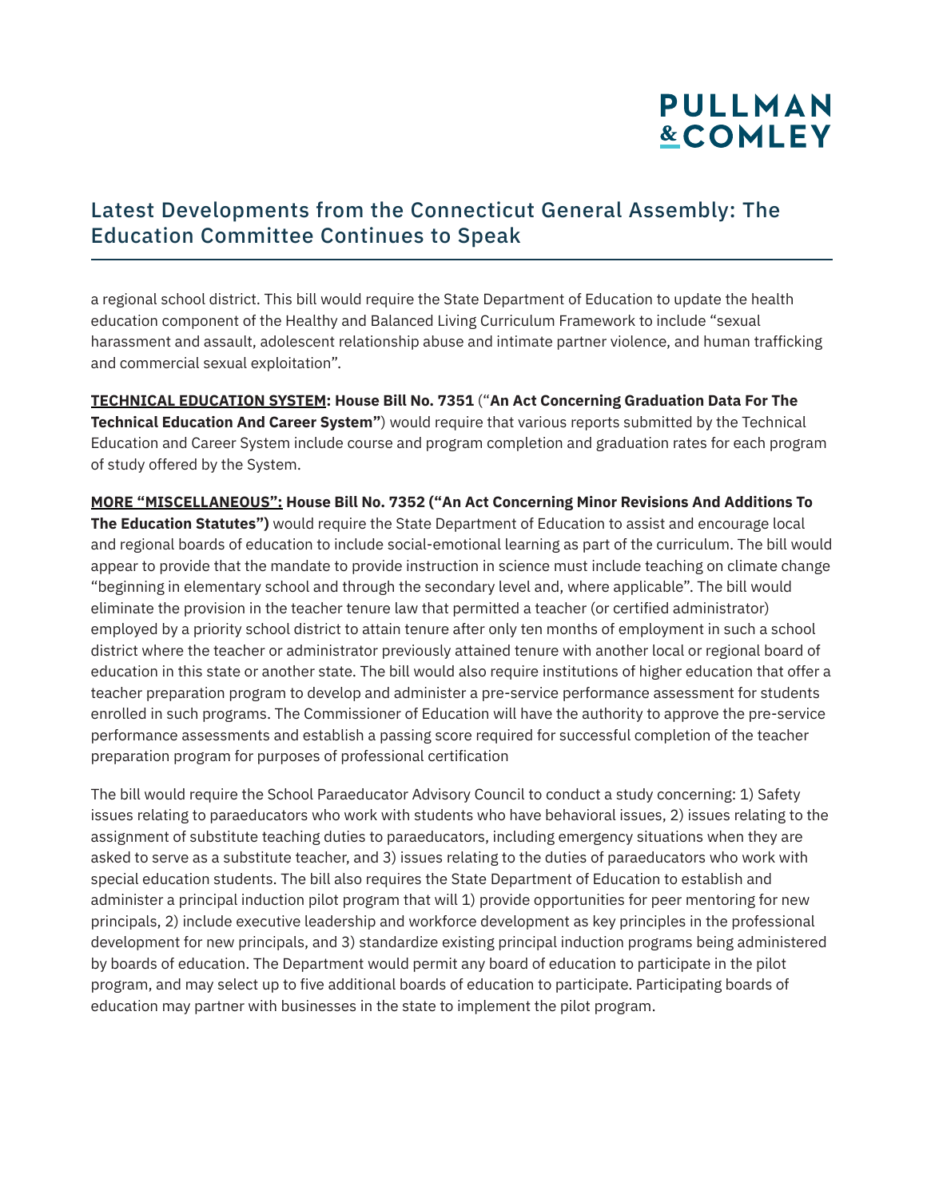a regional school district. This bill would require the State Department of Education to update the health education component of the Healthy and Balanced Living Curriculum Framework to include "sexual harassment and assault, adolescent relationship abuse and intimate partner violence, and human trafficking and commercial sexual exploitation".

**TECHNICAL EDUCATION SYSTEM: House Bill No. 7351** ("**An Act Concerning Graduation Data For The Technical Education And Career System"**) would require that various reports submitted by the Technical Education and Career System include course and program completion and graduation rates for each program of study offered by the System.

**MORE "MISCELLANEOUS": House Bill No. 7352 ("An Act Concerning Minor Revisions And Additions To The Education Statutes")** would require the State Department of Education to assist and encourage local and regional boards of education to include social-emotional learning as part of the curriculum. The bill would appear to provide that the mandate to provide instruction in science must include teaching on climate change "beginning in elementary school and through the secondary level and, where applicable". The bill would eliminate the provision in the teacher tenure law that permitted a teacher (or certified administrator) employed by a priority school district to attain tenure after only ten months of employment in such a school district where the teacher or administrator previously attained tenure with another local or regional board of education in this state or another state. The bill would also require institutions of higher education that offer a teacher preparation program to develop and administer a pre-service performance assessment for students enrolled in such programs. The Commissioner of Education will have the authority to approve the pre-service performance assessments and establish a passing score required for successful completion of the teacher preparation program for purposes of professional certification

The bill would require the School Paraeducator Advisory Council to conduct a study concerning: 1) Safety issues relating to paraeducators who work with students who have behavioral issues, 2) issues relating to the assignment of substitute teaching duties to paraeducators, including emergency situations when they are asked to serve as a substitute teacher, and 3) issues relating to the duties of paraeducators who work with special education students. The bill also requires the State Department of Education to establish and administer a principal induction pilot program that will 1) provide opportunities for peer mentoring for new principals, 2) include executive leadership and workforce development as key principles in the professional development for new principals, and 3) standardize existing principal induction programs being administered by boards of education. The Department would permit any board of education to participate in the pilot program, and may select up to five additional boards of education to participate. Participating boards of education may partner with businesses in the state to implement the pilot program.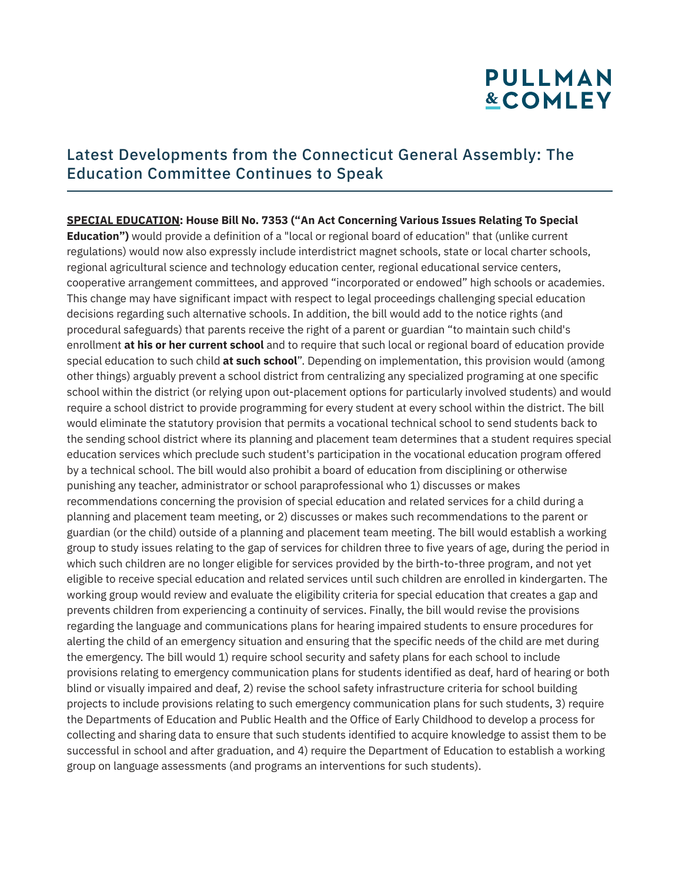## Latest Developments from the Connecticut General Assembly: The Education Committee Continues to Speak

**<u>SPECIAL EDUCATION</u>: House Bill No. 7353 ("An Act Concerning Various Issues Relating To Special Education")** would provide a definition of a "local or regional board of education" that (unlike current regulations) would now also expressly include interdistrict magnet schools, state or local charter schools, regional agricultural science and technology education center, regional educational service centers, cooperative arrangement committees, and approved "incorporated or endowed" high schools or academies. This change may have significant impact with respect to legal proceedings challenging special education decisions regarding such alternative schools. In addition, the bill would add to the notice rights (and procedural safeguards) that parents receive the right of a parent or guardian "to maintain such child's enrollment **at his or her current school** and to require that such local or regional board of education provide special education to such child **at such school**". Depending on implementation, this provision would (among other things) arguably prevent a school district from centralizing any specialized programing at one specific school within the district (or relying upon out-placement options for particularly involved students) and would require a school district to provide programming for every student at every school within the district. The bill would eliminate the statutory provision that permits a vocational technical school to send students back to the sending school district where its planning and placement team determines that a student requires special education services which preclude such student's participation in the vocational education program offered by a technical school. The bill would also prohibit a board of education from disciplining or otherwise punishing any teacher, administrator or school paraprofessional who 1) discusses or makes recommendations concerning the provision of special education and related services for a child during a planning and placement team meeting, or 2) discusses or makes such recommendations to the parent or guardian (or the child) outside of a planning and placement team meeting. The bill would establish a working group to study issues relating to the gap of services for children three to five years of age, during the period in which such children are no longer eligible for services provided by the birth-to-three program, and not yet eligible to receive special education and related services until such children are enrolled in kindergarten. The working group would review and evaluate the eligibility criteria for special education that creates a gap and prevents children from experiencing a continuity of services. Finally, the bill would revise the provisions regarding the language and communications plans for hearing impaired students to ensure procedures for alerting the child of an emergency situation and ensuring that the specific needs of the child are met during the emergency. The bill would 1) require school security and safety plans for each school to include provisions relating to emergency communication plans for students identified as deaf, hard of hearing or both blind or visually impaired and deaf, 2) revise the school safety infrastructure criteria for school building projects to include provisions relating to such emergency communication plans for such students, 3) require the Departments of Education and Public Health and the Office of Early Childhood to develop a process for collecting and sharing data to ensure that such students identified to acquire knowledge to assist them to be successful in school and after graduation, and 4) require the Department of Education to establish a working group on language assessments (and programs an interventions for such students).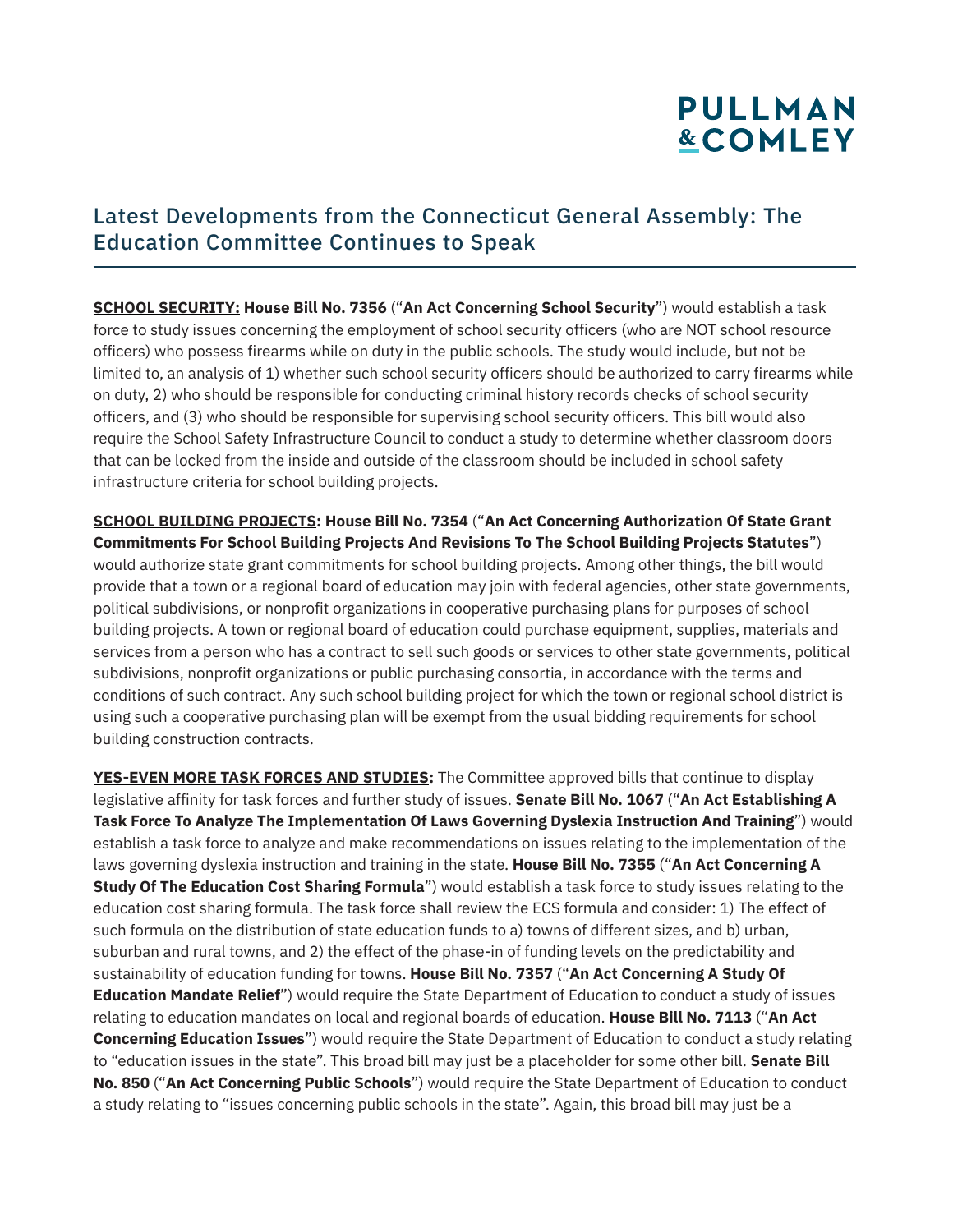## Latest Developments from the Connecticut General Assembly: The Education Committee Continues to Speak

**SCHOOL SECURITY:** **House Bill No. 7356** ("**An Act Concerning School Security**") would establish a task force to study issues concerning the employment of school security officers (who are NOT school resource officers) who possess firearms while on duty in the public schools. The study would include, but not be limited to, an analysis of 1) whether such school security officers should be authorized to carry firearms while on duty, 2) who should be responsible for conducting criminal history records checks of school security officers, and (3) who should be responsible for supervising school security officers. This bill would also require the School Safety Infrastructure Council to conduct a study to determine whether classroom doors that can be locked from the inside and outside of the classroom should be included in school safety infrastructure criteria for school building projects.

**SCHOOL BUILDING PROJECTS: House Bill No. 7354** ("**An Act Concerning Authorization Of State Grant Commitments For School Building Projects And Revisions To The School Building Projects Statutes**") would authorize state grant commitments for school building projects. Among other things, the bill would provide that a town or a regional board of education may join with federal agencies, other state governments, political subdivisions, or nonprofit organizations in cooperative purchasing plans for purposes of school building projects. A town or regional board of education could purchase equipment, supplies, materials and services from a person who has a contract to sell such goods or services to other state governments, political subdivisions, nonprofit organizations or public purchasing consortia, in accordance with the terms and conditions of such contract. Any such school building project for which the town or regional school district is using such a cooperative purchasing plan will be exempt from the usual bidding requirements for school building construction contracts.

**YES-EVEN MORE TASK FORCES AND STUDIES:** The Committee approved bills that continue to display legislative affinity for task forces and further study of issues. **Senate Bill No. 1067** ("**An Act Establishing A Task Force To Analyze The Implementation Of Laws Governing Dyslexia Instruction And Training**") would establish a task force to analyze and make recommendations on issues relating to the implementation of the laws governing dyslexia instruction and training in the state. **House Bill No. 7355** ("**An Act Concerning A Study Of The Education Cost Sharing Formula**") would establish a task force to study issues relating to the education cost sharing formula. The task force shall review the ECS formula and consider: 1) The effect of such formula on the distribution of state education funds to a) towns of different sizes, and b) urban, suburban and rural towns, and 2) the effect of the phase-in of funding levels on the predictability and sustainability of education funding for towns. **House Bill No. 7357** ("**An Act Concerning A Study Of Education Mandate Relief**") would require the State Department of Education to conduct a study of issues relating to education mandates on local and regional boards of education. **House Bill No. 7113** ("**An Act Concerning Education Issues**") would require the State Department of Education to conduct a study relating to "education issues in the state". This broad bill may just be a placeholder for some other bill. **Senate Bill No. 850** ("**An Act Concerning Public Schools**") would require the State Department of Education to conduct a study relating to "issues concerning public schools in the state". Again, this broad bill may just be a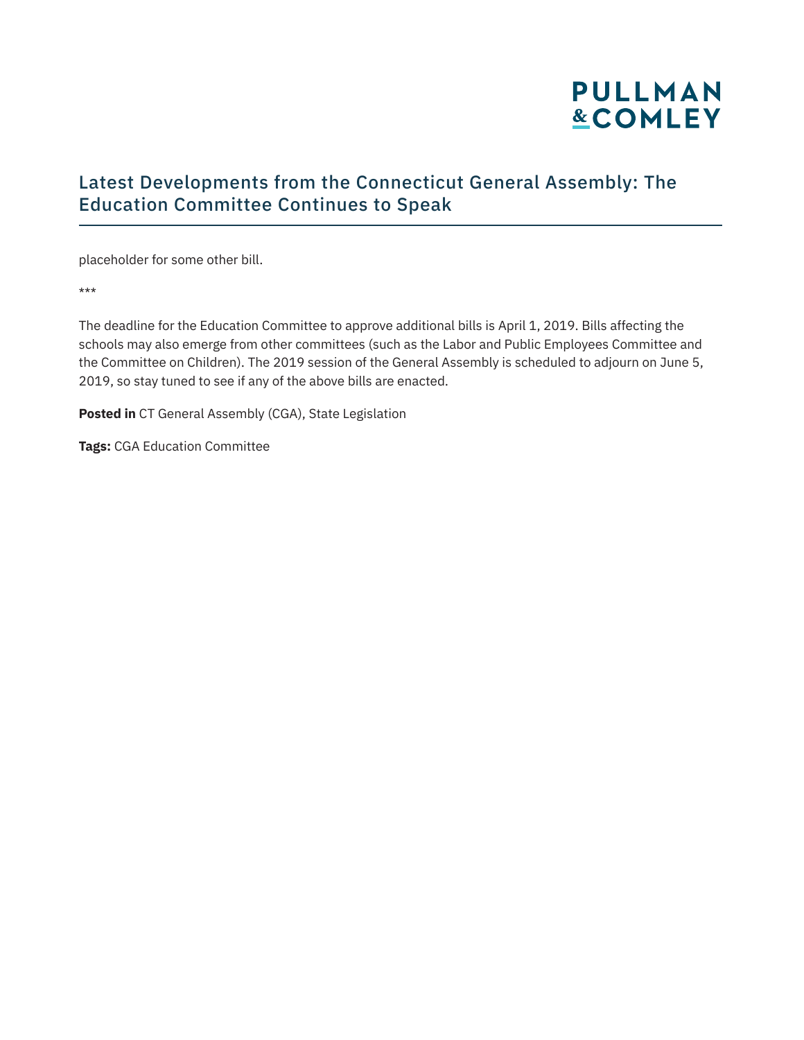placeholder for some other bill.

***

The deadline for the Education Committee to approve additional bills is April 1, 2019. Bills affecting the schools may also emerge from other committees (such as the Labor and Public Employees Committee and the Committee on Children). The 2019 session of the General Assembly is scheduled to adjourn on June 5, 2019, so stay tuned to see if any of the above bills are enacted.

**Posted in** CT General Assembly (CGA), State Legislation

**Tags:** CGA Education Committee